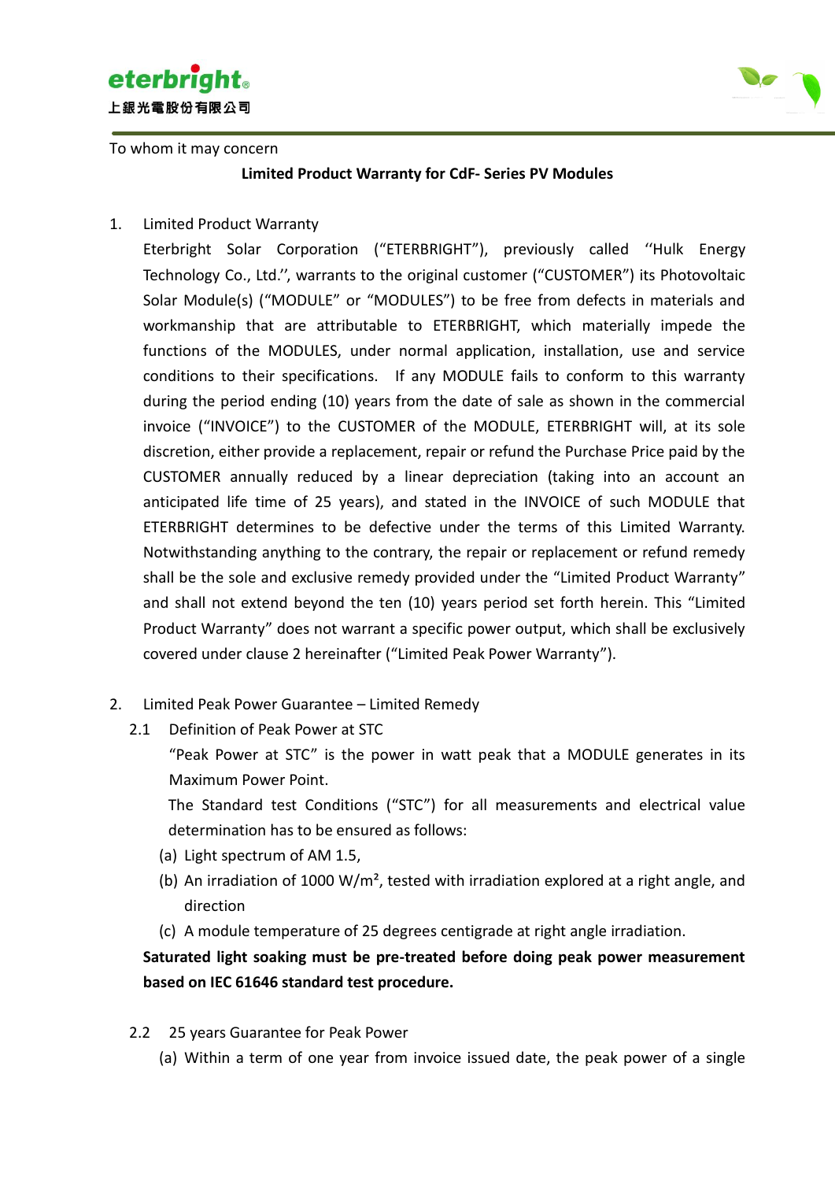eterbright
上銀光電股份有限公司

To whom it may concern

**Limited Product Warranty for CdF- Series PV Modules**

1. Limited Product Warranty

   Eterbright Solar Corporation ("ETERBRIGHT"), previously called ''Hulk Energy Technology Co., Ltd.'', warrants to the original customer ("CUSTOMER") its Photovoltaic Solar Module(s) ("MODULE" or "MODULES") to be free from defects in materials and workmanship that are attributable to ETERBRIGHT, which materially impede the functions of the MODULES, under normal application, installation, use and service conditions to their specifications. If any MODULE fails to conform to this warranty during the period ending (10) years from the date of sale as shown in the commercial invoice ("INVOICE") to the CUSTOMER of the MODULE, ETERBRIGHT will, at its sole discretion, either provide a replacement, repair or refund the Purchase Price paid by the CUSTOMER annually reduced by a linear depreciation (taking into an account an anticipated life time of 25 years), and stated in the INVOICE of such MODULE that ETERBRIGHT determines to be defective under the terms of this Limited Warranty. Notwithstanding anything to the contrary, the repair or replacement or refund remedy shall be the sole and exclusive remedy provided under the "Limited Product Warranty" and shall not extend beyond the ten (10) years period set forth herein. This "Limited Product Warranty" does not warrant a specific power output, which shall be exclusively covered under clause 2 hereinafter ("Limited Peak Power Warranty").

2. Limited Peak Power Guarantee – Limited Remedy

   2.1 Definition of Peak Power at STC

   "Peak Power at STC" is the power in watt peak that a MODULE generates in its Maximum Power Point.

   The Standard test Conditions ("STC") for all measurements and electrical value determination has to be ensured as follows:

   (a) Light spectrum of AM 1.5,

   (b) An irradiation of 1000 W/m², tested with irradiation explored at a right angle, and direction

   (c) A module temperature of 25 degrees centigrade at right angle irradiation.

   **Saturated light soaking must be pre-treated before doing peak power measurement based on IEC 61646 standard test procedure.**

   2.2 25 years Guarantee for Peak Power

   (a) Within a term of one year from invoice issued date, the peak power of a single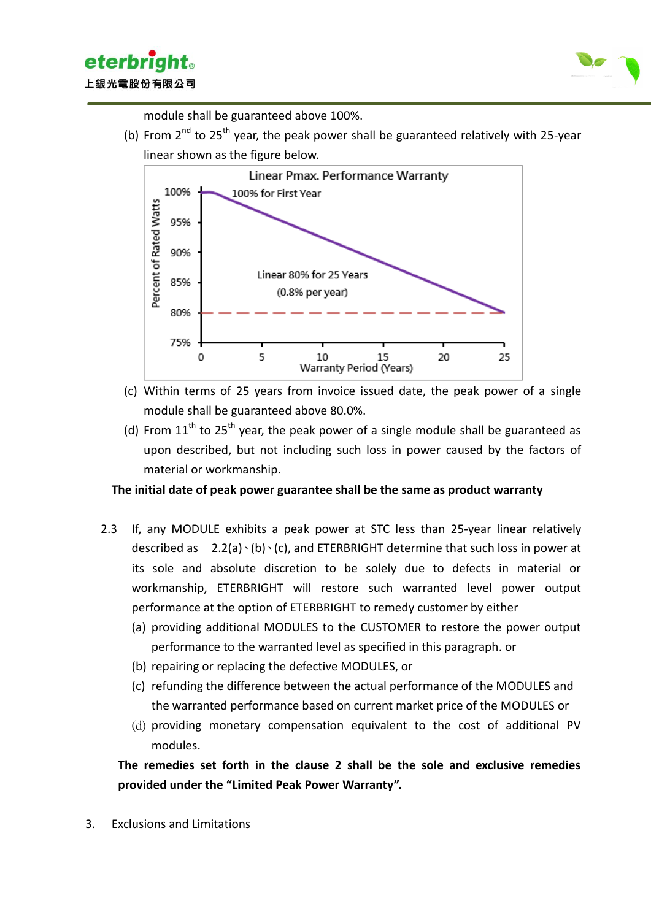module shall be guaranteed above 100%.

(b) From 2nd to 25th year, the peak power shall be guaranteed relatively with 25-year linear shown as the figure below.

(c) Within terms of 25 years from invoice issued date, the peak power of a single module shall be guaranteed above 80.0%.

(d) From 11th to 25th year, the peak power of a single module shall be guaranteed as upon described, but not including such loss in power caused by the factors of material or workmanship.

**The initial date of peak power guarantee shall be the same as product warranty**

2.3 If, any MODULE exhibits a peak power at STC less than 25-year linear relatively described as 2.2(a)、(b)、(c), and ETERBRIGHT determine that such loss in power at its sole and absolute discretion to be solely due to defects in material or workmanship, ETERBRIGHT will restore such warranted level power output performance at the option of ETERBRIGHT to remedy customer by either

(a) providing additional MODULES to the CUSTOMER to restore the power output performance to the warranted level as specified in this paragraph. or

(b) repairing or replacing the defective MODULES, or

(c) refunding the difference between the actual performance of the MODULES and the warranted performance based on current market price of the MODULES or

(d) providing monetary compensation equivalent to the cost of additional PV modules.

**The remedies set forth in the clause 2 shall be the sole and exclusive remedies provided under the "Limited Peak Power Warranty".**

3. Exclusions and Limitations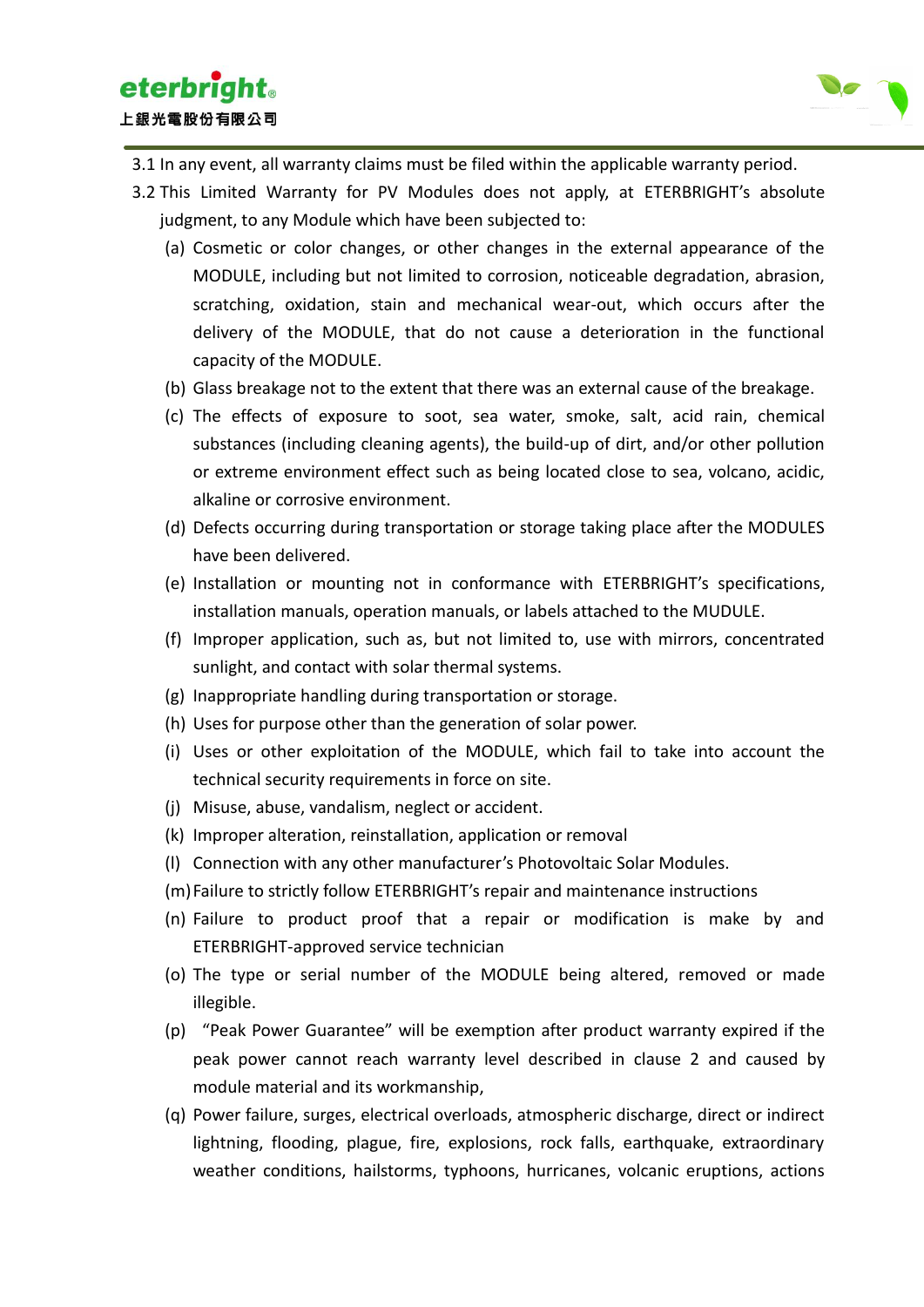3.1 In any event, all warranty claims must be filed within the applicable warranty period.

3.2 This Limited Warranty for PV Modules does not apply, at ETERBRIGHT's absolute judgment, to any Module which have been subjected to:

(a) Cosmetic or color changes, or other changes in the external appearance of the MODULE, including but not limited to corrosion, noticeable degradation, abrasion, scratching, oxidation, stain and mechanical wear-out, which occurs after the delivery of the MODULE, that do not cause a deterioration in the functional capacity of the MODULE.

(b) Glass breakage not to the extent that there was an external cause of the breakage.

(c) The effects of exposure to soot, sea water, smoke, salt, acid rain, chemical substances (including cleaning agents), the build-up of dirt, and/or other pollution or extreme environment effect such as being located close to sea, volcano, acidic, alkaline or corrosive environment.

(d) Defects occurring during transportation or storage taking place after the MODULES have been delivered.

(e) Installation or mounting not in conformance with ETERBRIGHT's specifications, installation manuals, operation manuals, or labels attached to the MUDULE.

(f) Improper application, such as, but not limited to, use with mirrors, concentrated sunlight, and contact with solar thermal systems.

(g) Inappropriate handling during transportation or storage.

(h) Uses for purpose other than the generation of solar power.

(i) Uses or other exploitation of the MODULE, which fail to take into account the technical security requirements in force on site.

(j) Misuse, abuse, vandalism, neglect or accident.

(k) Improper alteration, reinstallation, application or removal

(l) Connection with any other manufacturer's Photovoltaic Solar Modules.

(m) Failure to strictly follow ETERBRIGHT's repair and maintenance instructions

(n) Failure to product proof that a repair or modification is make by and ETERBRIGHT-approved service technician

(o) The type or serial number of the MODULE being altered, removed or made illegible.

(p) "Peak Power Guarantee" will be exemption after product warranty expired if the peak power cannot reach warranty level described in clause 2 and caused by module material and its workmanship,

(q) Power failure, surges, electrical overloads, atmospheric discharge, direct or indirect lightning, flooding, plague, fire, explosions, rock falls, earthquake, extraordinary weather conditions, hailstorms, typhoons, hurricanes, volcanic eruptions, actions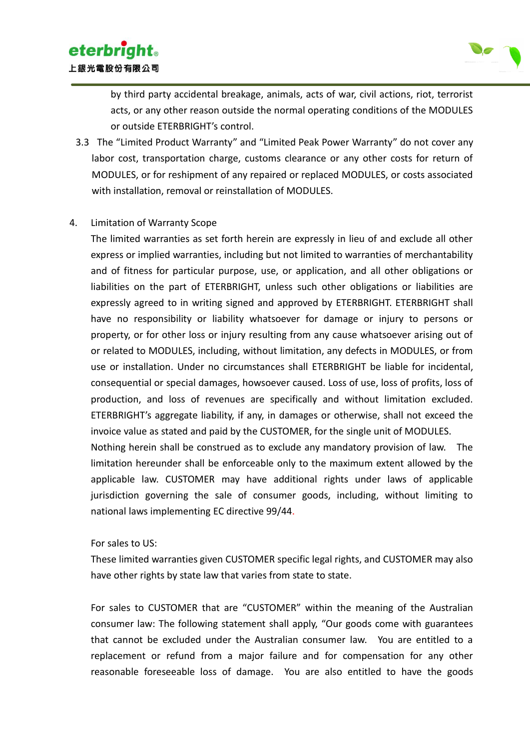by third party accidental breakage, animals, acts of war, civil actions, riot, terrorist acts, or any other reason outside the normal operating conditions of the MODULES or outside ETERBRIGHT's control.

3.3 The "Limited Product Warranty" and "Limited Peak Power Warranty" do not cover any labor cost, transportation charge, customs clearance or any other costs for return of MODULES, or for reshipment of any repaired or replaced MODULES, or costs associated with installation, removal or reinstallation of MODULES.

4. Limitation of Warranty Scope

The limited warranties as set forth herein are expressly in lieu of and exclude all other express or implied warranties, including but not limited to warranties of merchantability and of fitness for particular purpose, use, or application, and all other obligations or liabilities on the part of ETERBRIGHT, unless such other obligations or liabilities are expressly agreed to in writing signed and approved by ETERBRIGHT. ETERBRIGHT shall have no responsibility or liability whatsoever for damage or injury to persons or property, or for other loss or injury resulting from any cause whatsoever arising out of or related to MODULES, including, without limitation, any defects in MODULES, or from use or installation. Under no circumstances shall ETERBRIGHT be liable for incidental, consequential or special damages, howsoever caused. Loss of use, loss of profits, loss of production, and loss of revenues are specifically and without limitation excluded. ETERBRIGHT's aggregate liability, if any, in damages or otherwise, shall not exceed the invoice value as stated and paid by the CUSTOMER, for the single unit of MODULES.

Nothing herein shall be construed as to exclude any mandatory provision of law. The limitation hereunder shall be enforceable only to the maximum extent allowed by the applicable law. CUSTOMER may have additional rights under laws of applicable jurisdiction governing the sale of consumer goods, including, without limiting to national laws implementing EC directive 99/44.

For sales to US:

These limited warranties given CUSTOMER specific legal rights, and CUSTOMER may also have other rights by state law that varies from state to state.

For sales to CUSTOMER that are "CUSTOMER" within the meaning of the Australian consumer law: The following statement shall apply, "Our goods come with guarantees that cannot be excluded under the Australian consumer law. You are entitled to a replacement or refund from a major failure and for compensation for any other reasonable foreseeable loss of damage. You are also entitled to have the goods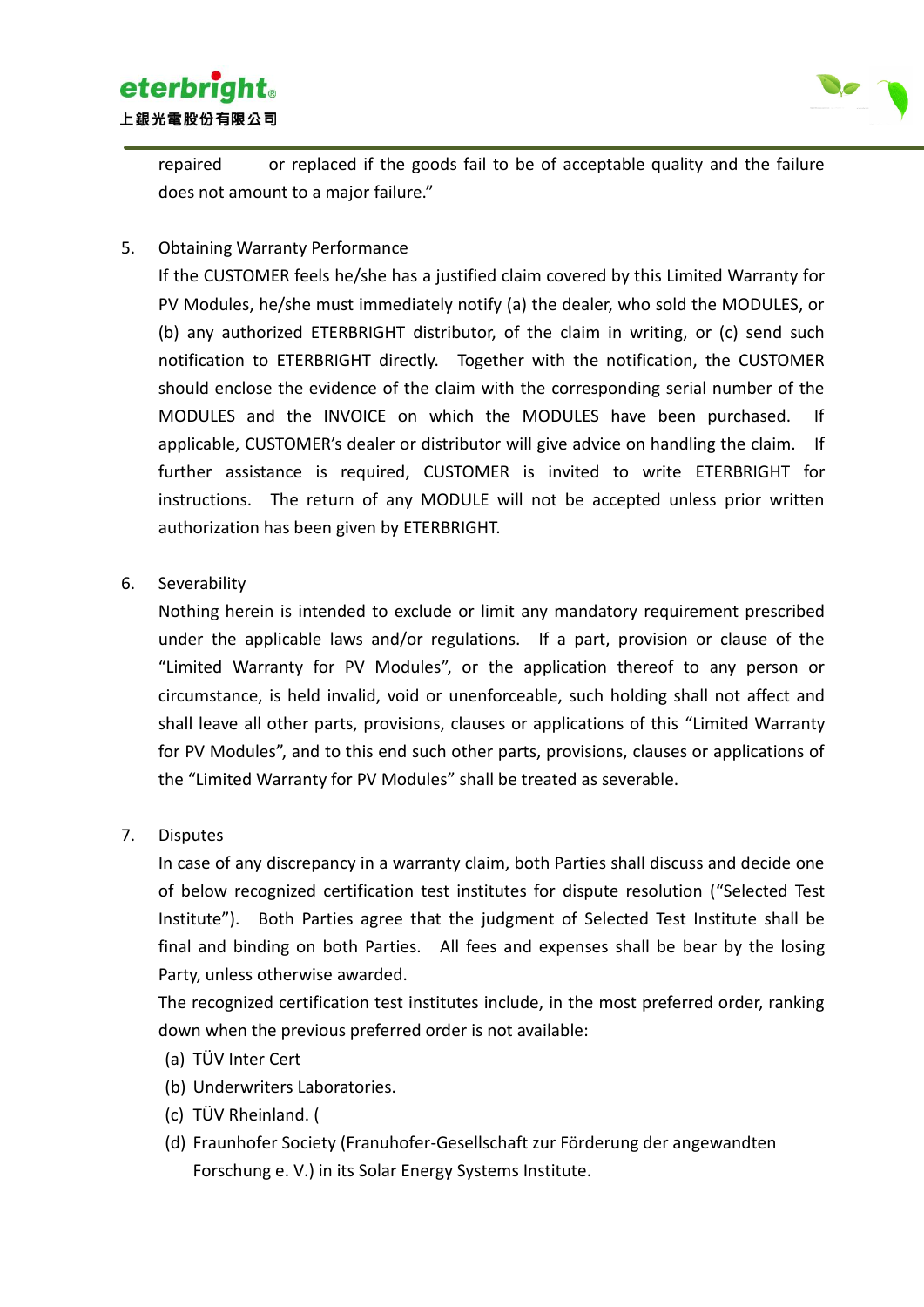repaired or replaced if the goods fail to be of acceptable quality and the failure does not amount to a major failure."

5. Obtaining Warranty Performance

   If the CUSTOMER feels he/she has a justified claim covered by this Limited Warranty for PV Modules, he/she must immediately notify (a) the dealer, who sold the MODULES, or (b) any authorized ETERBRIGHT distributor, of the claim in writing, or (c) send such notification to ETERBRIGHT directly. Together with the notification, the CUSTOMER should enclose the evidence of the claim with the corresponding serial number of the MODULES and the INVOICE on which the MODULES have been purchased. If applicable, CUSTOMER's dealer or distributor will give advice on handling the claim. If further assistance is required, CUSTOMER is invited to write ETERBRIGHT for instructions. The return of any MODULE will not be accepted unless prior written authorization has been given by ETERBRIGHT.

6. Severability

   Nothing herein is intended to exclude or limit any mandatory requirement prescribed under the applicable laws and/or regulations. If a part, provision or clause of the "Limited Warranty for PV Modules", or the application thereof to any person or circumstance, is held invalid, void or unenforceable, such holding shall not affect and shall leave all other parts, provisions, clauses or applications of this "Limited Warranty for PV Modules", and to this end such other parts, provisions, clauses or applications of the "Limited Warranty for PV Modules" shall be treated as severable.

7. Disputes

   In case of any discrepancy in a warranty claim, both Parties shall discuss and decide one of below recognized certification test institutes for dispute resolution ("Selected Test Institute"). Both Parties agree that the judgment of Selected Test Institute shall be final and binding on both Parties. All fees and expenses shall be bear by the losing Party, unless otherwise awarded.

   The recognized certification test institutes include, in the most preferred order, ranking down when the previous preferred order is not available:

   (a) TÜV Inter Cert
   (b) Underwriters Laboratories.
   (c) TÜV Rheinland. (
   (d) Fraunhofer Society (Franuhofer-Gesellschaft zur Förderung der angewandten Forschung e. V.) in its Solar Energy Systems Institute.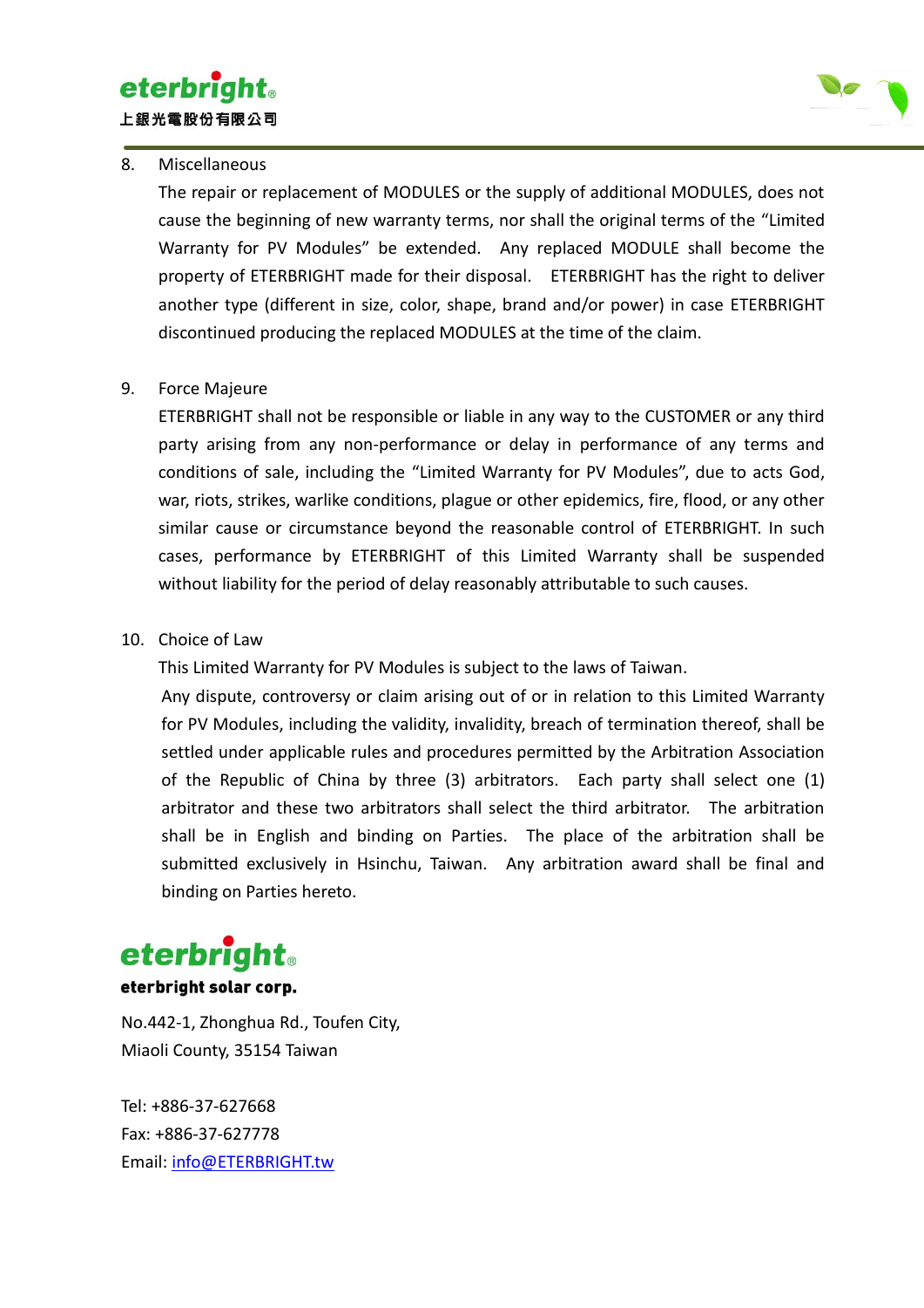8. Miscellaneous

   The repair or replacement of MODULES or the supply of additional MODULES, does not cause the beginning of new warranty terms, nor shall the original terms of the "Limited Warranty for PV Modules" be extended. Any replaced MODULE shall become the property of ETERBRIGHT made for their disposal. ETERBRIGHT has the right to deliver another type (different in size, color, shape, brand and/or power) in case ETERBRIGHT discontinued producing the replaced MODULES at the time of the claim.

9. Force Majeure

   ETERBRIGHT shall not be responsible or liable in any way to the CUSTOMER or any third party arising from any non-performance or delay in performance of any terms and conditions of sale, including the "Limited Warranty for PV Modules", due to acts God, war, riots, strikes, warlike conditions, plague or other epidemics, fire, flood, or any other similar cause or circumstance beyond the reasonable control of ETERBRIGHT. In such cases, performance by ETERBRIGHT of this Limited Warranty shall be suspended without liability for the period of delay reasonably attributable to such causes.

10. Choice of Law

    This Limited Warranty for PV Modules is subject to the laws of Taiwan.

    Any dispute, controversy or claim arising out of or in relation to this Limited Warranty for PV Modules, including the validity, invalidity, breach of termination thereof, shall be settled under applicable rules and procedures permitted by the Arbitration Association of the Republic of China by three (3) arbitrators. Each party shall select one (1) arbitrator and these two arbitrators shall select the third arbitrator. The arbitration shall be in English and binding on Parties. The place of the arbitration shall be submitted exclusively in Hsinchu, Taiwan. Any arbitration award shall be final and binding on Parties hereto.

eterbright®

**eterbright solar corp.**

No.442-1, Zhonghua Rd., Toufen City,
Miaoli County, 35154 Taiwan

Tel: +886-37-627668
Fax: +886-37-627778
Email: info@ETERBRIGHT.tw